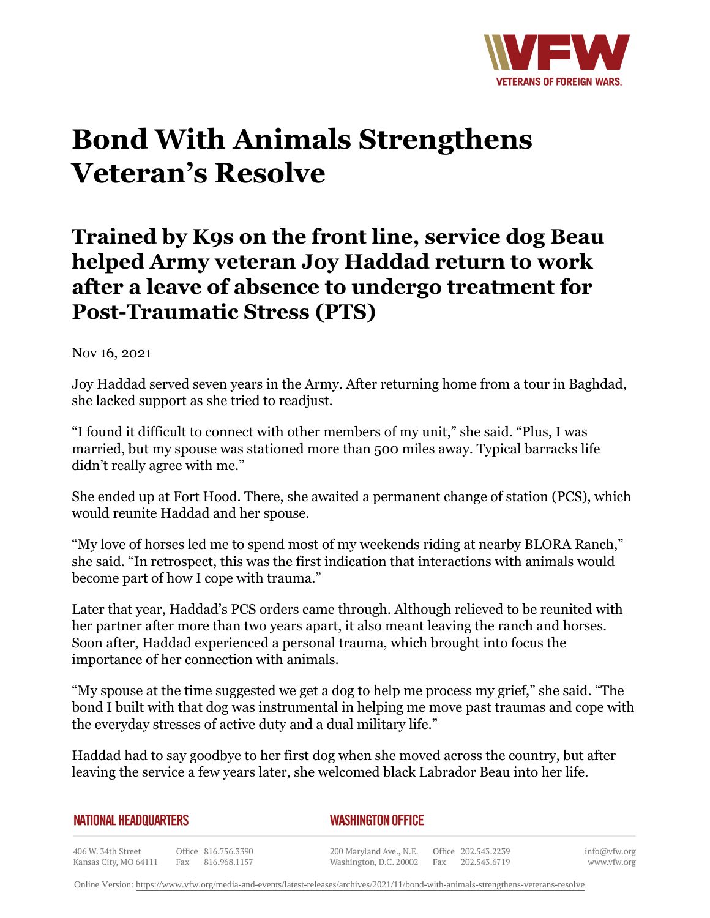# Bond With Animals Strengthens Veteran's Resolve

## Trained by K9s on the front line, service dog Beau helped Army veteran Joy Haddad return to work after a leave of absence to undergo treatment for Post-Traumatic Stress (PTS)

Nov 16, 2021

Joy Haddad served seven years in the Army. After returning home from a tour in Baghdad, she lacked support as she tried to readjust.

"I found it difficult to connect with other members of my unit," she said. "Plus, I was married, but my spouse was stationed more than 500 miles away. Typical barracks life didn't really agree with me."

She ended up at Fort Hood. There, she awaited a permanent change of station (PCS), which would reunite Haddad and her spouse.

"My love of horses led me to spend most of my weekends riding at nearby BLORA Ranch," she said. "In retrospect, this was the first indication that interactions with animals would become part of how I cope with trauma."

Later that year, Haddad's PCS orders came through. Although relieved to be reunited with her partner after more than two years apart, it also meant leaving the ranch and horses. Soon after, Haddad experienced a personal trauma, which brought into focus the importance of her connection with animals.

"My spouse at the time suggested we get a dog to help me process my grief," she said. "The bond I built with that dog was instrumental in helping me move past traumas and cope with the everyday stresses of active duty and a dual military life."

Haddad had to say goodbye to her first dog when she moved across the country, but after leaving the service a few years later, she welcomed black Labrador Beau into her life.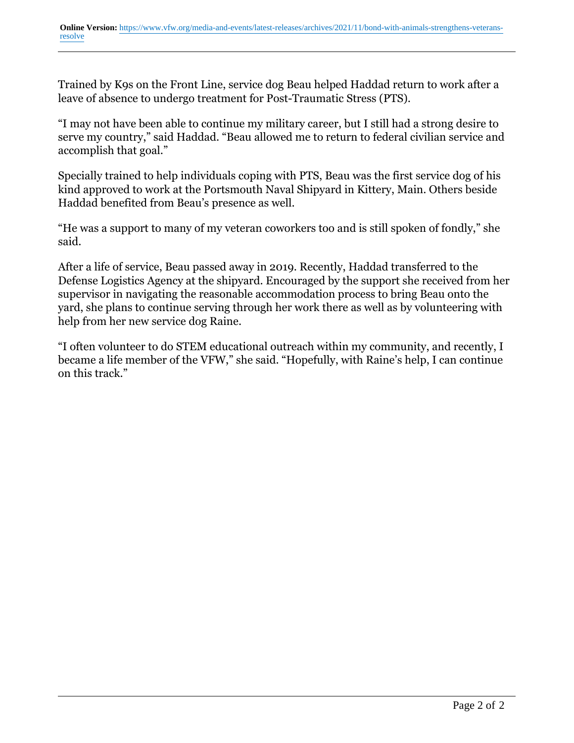Trained by K9s on the Front Line, service dog Beau helped Haddad return to work after a leave of absence to undergo treatment for Post-Traumatic Stress (PTS).

“I may not have been able to continue my military career, but I still had a strong desire to serve my country,” said Haddad. “Beau allowed me to return to federal civilian service and accomplish that goal.”

Specially trained to help individuals coping with PTS, Beau was the first service dog of his kind approved to work at the Portsmouth Naval Shipyard in Kittery, Main. Others beside Haddad benefited from Beau’s presence as well.

“He was a support to many of my veteran coworkers too and is still spoken of fondly,” she said.

After a life of service, Beau passed away in 2019. Recently, Haddad transferred to the Defense Logistics Agency at the shipyard. Encouraged by the support she received from her supervisor in navigating the reasonable accommodation process to bring Beau onto the yard, she plans to continue serving through her work there as well as by volunteering with help from her new service dog Raine.

“I often volunteer to do STEM educational outreach within my community, and recently, I became a life member of the VFW,” she said. “Hopefully, with Raine’s help, I can continue on this track.”